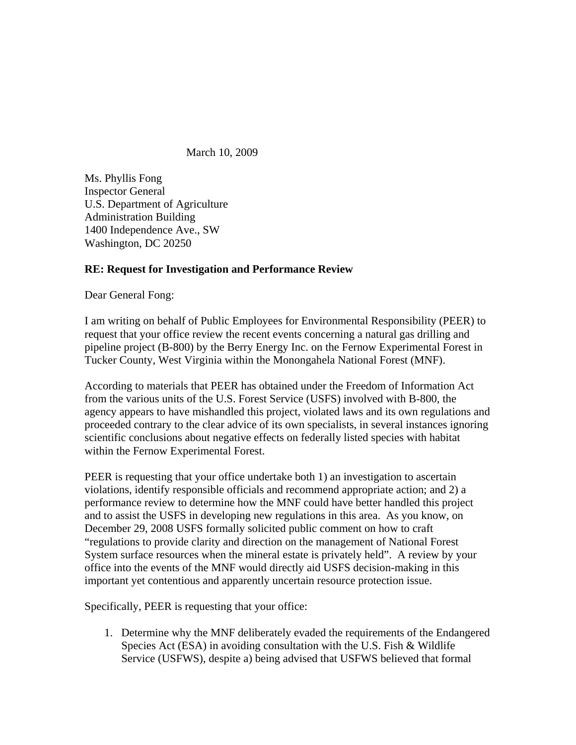March 10, 2009

Ms. Phyllis Fong
Inspector General
U.S. Department of Agriculture
Administration Building
1400 Independence Ave., SW
Washington, DC 20250

**RE: Request for Investigation and Performance Review**

Dear General Fong:

I am writing on behalf of Public Employees for Environmental Responsibility (PEER) to request that your office review the recent events concerning a natural gas drilling and pipeline project (B-800) by the Berry Energy Inc. on the Fernow Experimental Forest in Tucker County, West Virginia within the Monongahela National Forest (MNF).

According to materials that PEER has obtained under the Freedom of Information Act from the various units of the U.S. Forest Service (USFS) involved with B-800, the agency appears to have mishandled this project, violated laws and its own regulations and proceeded contrary to the clear advice of its own specialists, in several instances ignoring scientific conclusions about negative effects on federally listed species with habitat within the Fernow Experimental Forest.

PEER is requesting that your office undertake both 1) an investigation to ascertain violations, identify responsible officials and recommend appropriate action; and 2) a performance review to determine how the MNF could have better handled this project and to assist the USFS in developing new regulations in this area. As you know, on December 29, 2008 USFS formally solicited public comment on how to craft "regulations to provide clarity and direction on the management of National Forest System surface resources when the mineral estate is privately held". A review by your office into the events of the MNF would directly aid USFS decision-making in this important yet contentious and apparently uncertain resource protection issue.

Specifically, PEER is requesting that your office:

1. Determine why the MNF deliberately evaded the requirements of the Endangered Species Act (ESA) in avoiding consultation with the U.S. Fish & Wildlife Service (USFWS), despite a) being advised that USFWS believed that formal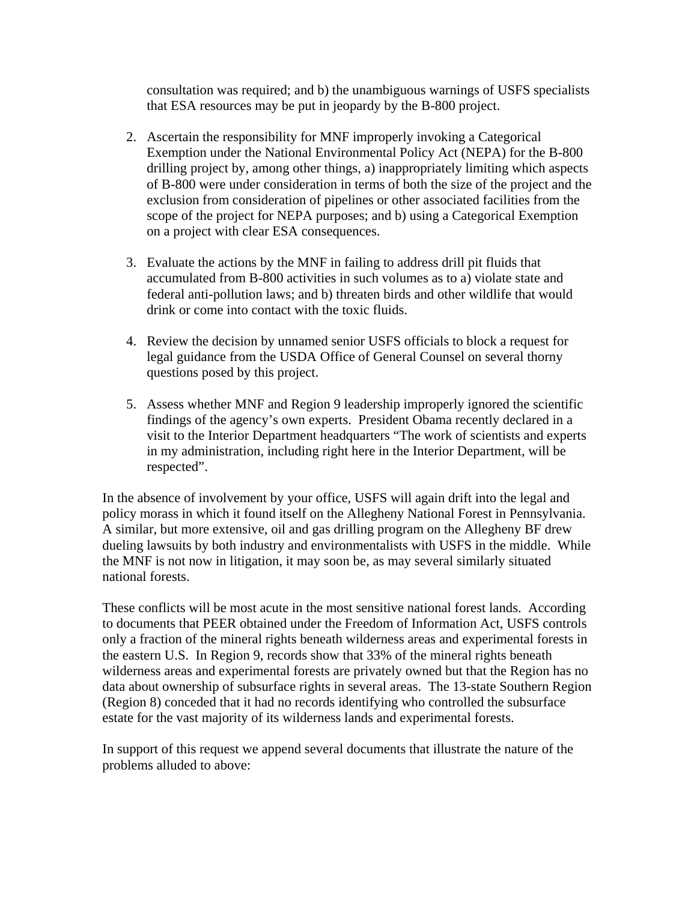consultation was required; and b) the unambiguous warnings of USFS specialists that ESA resources may be put in jeopardy by the B-800 project.

2. Ascertain the responsibility for MNF improperly invoking a Categorical Exemption under the National Environmental Policy Act (NEPA) for the B-800 drilling project by, among other things, a) inappropriately limiting which aspects of B-800 were under consideration in terms of both the size of the project and the exclusion from consideration of pipelines or other associated facilities from the scope of the project for NEPA purposes; and b) using a Categorical Exemption on a project with clear ESA consequences.

3. Evaluate the actions by the MNF in failing to address drill pit fluids that accumulated from B-800 activities in such volumes as to a) violate state and federal anti-pollution laws; and b) threaten birds and other wildlife that would drink or come into contact with the toxic fluids.

4. Review the decision by unnamed senior USFS officials to block a request for legal guidance from the USDA Office of General Counsel on several thorny questions posed by this project.

5. Assess whether MNF and Region 9 leadership improperly ignored the scientific findings of the agency's own experts. President Obama recently declared in a visit to the Interior Department headquarters "The work of scientists and experts in my administration, including right here in the Interior Department, will be respected".

In the absence of involvement by your office, USFS will again drift into the legal and policy morass in which it found itself on the Allegheny National Forest in Pennsylvania. A similar, but more extensive, oil and gas drilling program on the Allegheny BF drew dueling lawsuits by both industry and environmentalists with USFS in the middle. While the MNF is not now in litigation, it may soon be, as may several similarly situated national forests.

These conflicts will be most acute in the most sensitive national forest lands. According to documents that PEER obtained under the Freedom of Information Act, USFS controls only a fraction of the mineral rights beneath wilderness areas and experimental forests in the eastern U.S. In Region 9, records show that 33% of the mineral rights beneath wilderness areas and experimental forests are privately owned but that the Region has no data about ownership of subsurface rights in several areas. The 13-state Southern Region (Region 8) conceded that it had no records identifying who controlled the subsurface estate for the vast majority of its wilderness lands and experimental forests.

In support of this request we append several documents that illustrate the nature of the problems alluded to above: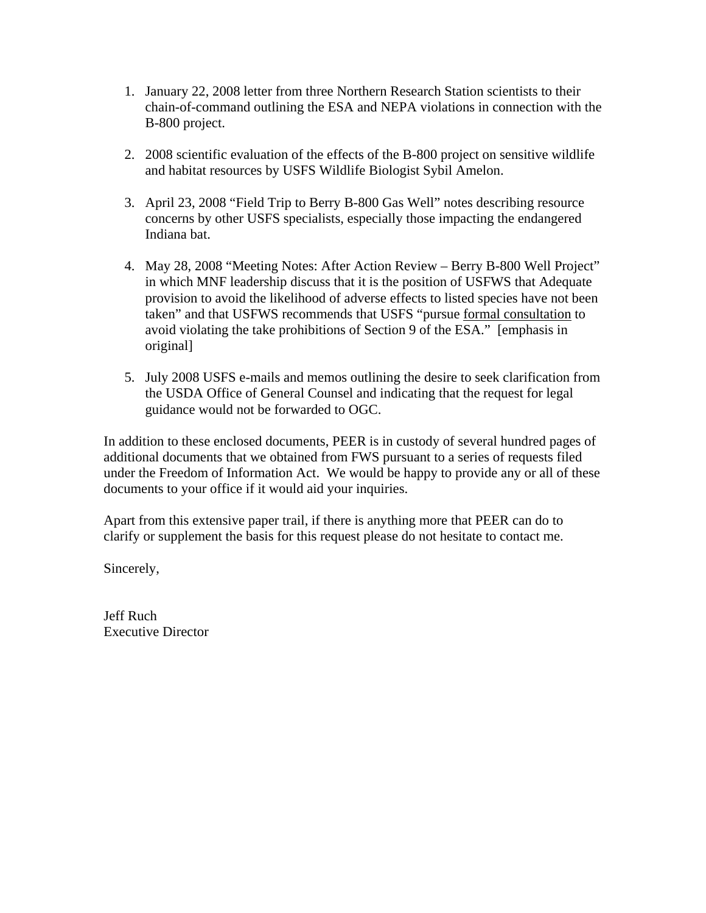1. January 22, 2008 letter from three Northern Research Station scientists to their chain-of-command outlining the ESA and NEPA violations in connection with the B-800 project.

2. 2008 scientific evaluation of the effects of the B-800 project on sensitive wildlife and habitat resources by USFS Wildlife Biologist Sybil Amelon.

3. April 23, 2008 "Field Trip to Berry B-800 Gas Well" notes describing resource concerns by other USFS specialists, especially those impacting the endangered Indiana bat.

4. May 28, 2008 "Meeting Notes: After Action Review – Berry B-800 Well Project" in which MNF leadership discuss that it is the position of USFWS that Adequate provision to avoid the likelihood of adverse effects to listed species have not been taken" and that USFWS recommends that USFS "pursue <u>formal consultation</u> to avoid violating the take prohibitions of Section 9 of the ESA." [emphasis in original]

5. July 2008 USFS e-mails and memos outlining the desire to seek clarification from the USDA Office of General Counsel and indicating that the request for legal guidance would not be forwarded to OGC.

In addition to these enclosed documents, PEER is in custody of several hundred pages of additional documents that we obtained from FWS pursuant to a series of requests filed under the Freedom of Information Act. We would be happy to provide any or all of these documents to your office if it would aid your inquiries.

Apart from this extensive paper trail, if there is anything more that PEER can do to clarify or supplement the basis for this request please do not hesitate to contact me.

Sincerely,

Jeff Ruch
Executive Director